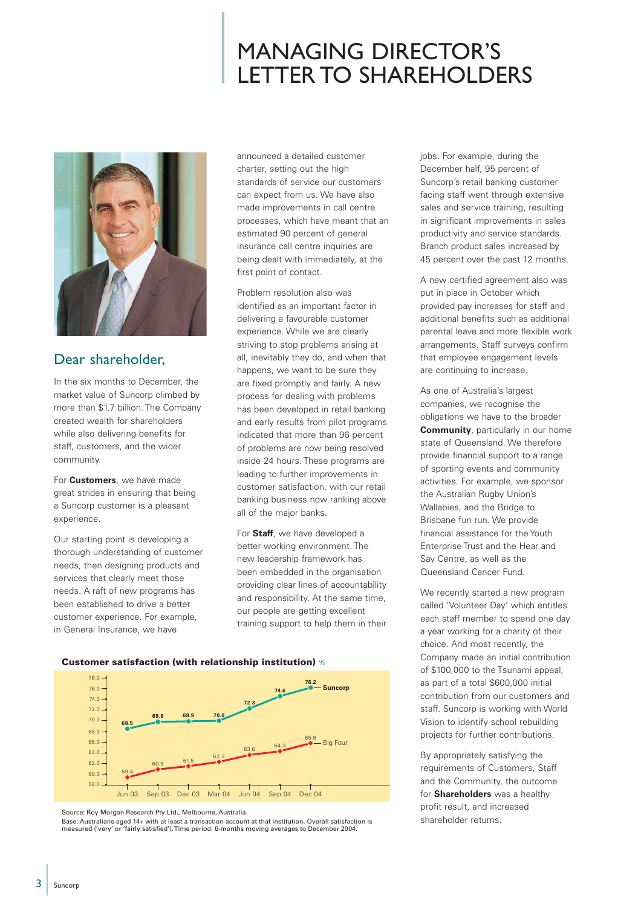# MANAGING DIRECTOR'S LETTER TO SHAREHOLDERS

## Dear shareholder,

In the six months to December, the market value of Suncorp climbed by more than $1.7 billion. The Company created wealth for shareholders while also delivering benefits for staff, customers, and the wider community.

For **Customers**, we have made great strides in ensuring that being a Suncorp customer is a pleasant experience.

Our starting point is developing a thorough understanding of customer needs, then designing products and services that clearly meet those needs. A raft of new programs has been established to drive a better customer experience. For example, in General Insurance, we have announced a detailed customer charter, setting out the high standards of service our customers can expect from us. We have also made improvements in call centre processes, which have meant that an estimated 90 percent of general insurance call centre inquiries are being dealt with immediately, at the first point of contact.

Problem resolution also was identified as an important factor in delivering a favourable customer experience. While we are clearly striving to stop problems arising at all, inevitably they do, and when that happens, we want to be sure they are fixed promptly and fairly. A new process for dealing with problems has been developed in retail banking and early results from pilot programs indicated that more than 96 percent of problems are now being resolved inside 24 hours. These programs are leading to further improvements in customer satisfaction, with our retail banking business now ranking above all of the major banks.

For **Staff**, we have developed a better working environment. The new leadership framework has been embedded in the organisation providing clear lines of accountability and responsibility. At the same time, our people are getting excellent training support to help them in their jobs. For example, during the December half, 95 percent of Suncorp's retail banking customer facing staff went through extensive sales and service training, resulting in significant improvements in sales productivity and service standards. Branch product sales increased by 45 percent over the past 12 months.

A new certified agreement also was put in place in October which provided pay increases for staff and additional benefits such as additional parental leave and more flexible work arrangements. Staff surveys confirm that employee engagement levels are continuing to increase.

As one of Australia's largest companies, we recognise the obligations we have to the broader **Community**, particularly in our home state of Queensland. We therefore provide financial support to a range of sporting events and community activities. For example, we sponsor the Australian Rugby Union's Wallabies, and the Bridge to Brisbane fun run. We provide financial assistance for the Youth Enterprise Trust and the Hear and Say Centre, as well as the Queensland Cancer Fund.

We recently started a new program called 'Volunteer Day' which entitles each staff member to spend one day a year working for a charity of their choice. And most recently, the Company made an initial contribution of $100,000 to the Tsunami appeal, as part of a total $600,000 initial contribution from our customers and staff. Suncorp is working with World Vision to identify school rebuilding projects for further contributions.

By appropriately satisfying the requirements of Customers, Staff and the Community, the outcome for **Shareholders** was a healthy profit result, and increased shareholder returns.

**Customer satisfaction (with relationship institution)** %

| | Jun 03 | Sep 03 | Dec 03 | Mar 04 | Jun 04 | Sep 04 | Dec 04 |
|---|---|---|---|---|---|---|---|
| Suncorp | 68.5 | 69.8 | 69.9 | 70.0 | 72.3 | 74.6 | 76.2 |
| Big Four | 59.4 | 60.9 | 61.5 | 62.3 | 63.6 | 64.3 | 65.8 |

Source: Roy Morgan Research Pty Ltd., Melbourne, Australia.
Base: Australians aged 14+ with at least a transaction account at that institution. Overall satisfaction is measured ('very' or 'fairly satisfied'). Time period: 6-months moving averages to December 2004.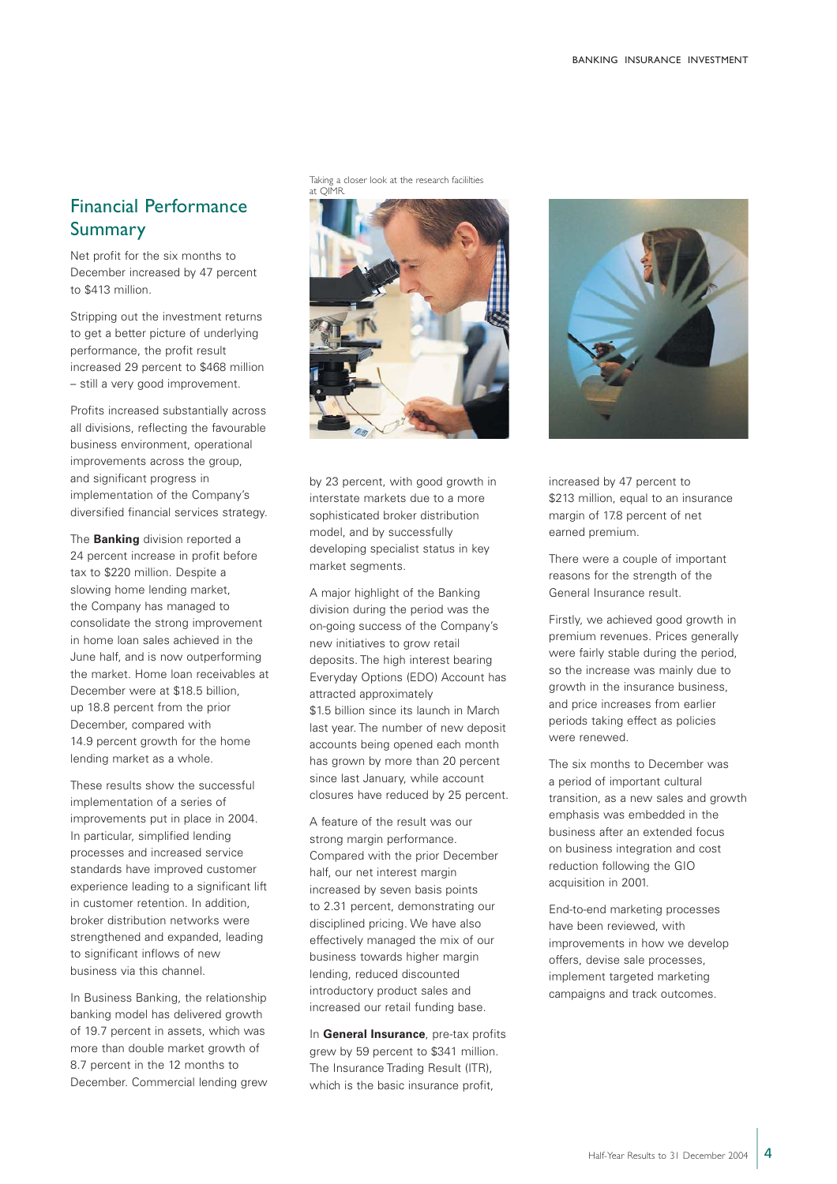## Financial Performance Summary

Net profit for the six months to December increased by 47 percent to $413 million.

Stripping out the investment returns to get a better picture of underlying performance, the profit result increased 29 percent to $468 million – still a very good improvement.

Profits increased substantially across all divisions, reflecting the favourable business environment, operational improvements across the group, and significant progress in implementation of the Company's diversified financial services strategy.

The **Banking** division reported a 24 percent increase in profit before tax to $220 million. Despite a slowing home lending market, the Company has managed to consolidate the strong improvement in home loan sales achieved in the June half, and is now outperforming the market. Home loan receivables at December were at $18.5 billion, up 18.8 percent from the prior December, compared with 14.9 percent growth for the home lending market as a whole.

These results show the successful implementation of a series of improvements put in place in 2004. In particular, simplified lending processes and increased service standards have improved customer experience leading to a significant lift in customer retention. In addition, broker distribution networks were strengthened and expanded, leading to significant inflows of new business via this channel.

In Business Banking, the relationship banking model has delivered growth of 19.7 percent in assets, which was more than double market growth of 8.7 percent in the 12 months to December. Commercial lending grew by 23 percent, with good growth in interstate markets due to a more sophisticated broker distribution model, and by successfully developing specialist status in key market segments.

Taking a closer look at the research facilities at QIMR.

A major highlight of the Banking division during the period was the on-going success of the Company's new initiatives to grow retail deposits. The high interest bearing Everyday Options (EDO) Account has attracted approximately $1.5 billion since its launch in March last year. The number of new deposit accounts being opened each month has grown by more than 20 percent since last January, while account closures have reduced by 25 percent.

A feature of the result was our strong margin performance. Compared with the prior December half, our net interest margin increased by seven basis points to 2.31 percent, demonstrating our disciplined pricing. We have also effectively managed the mix of our business towards higher margin lending, reduced discounted introductory product sales and increased our retail funding base.

In **General Insurance**, pre-tax profits grew by 59 percent to $341 million. The Insurance Trading Result (ITR), which is the basic insurance profit, increased by 47 percent to $213 million, equal to an insurance margin of 17.8 percent of net earned premium.

There were a couple of important reasons for the strength of the General Insurance result.

Firstly, we achieved good growth in premium revenues. Prices generally were fairly stable during the period, so the increase was mainly due to growth in the insurance business, and price increases from earlier periods taking effect as policies were renewed.

The six months to December was a period of important cultural transition, as a new sales and growth emphasis was embedded in the business after an extended focus on business integration and cost reduction following the GIO acquisition in 2001.

End-to-end marketing processes have been reviewed, with improvements in how we develop offers, devise sale processes, implement targeted marketing campaigns and track outcomes.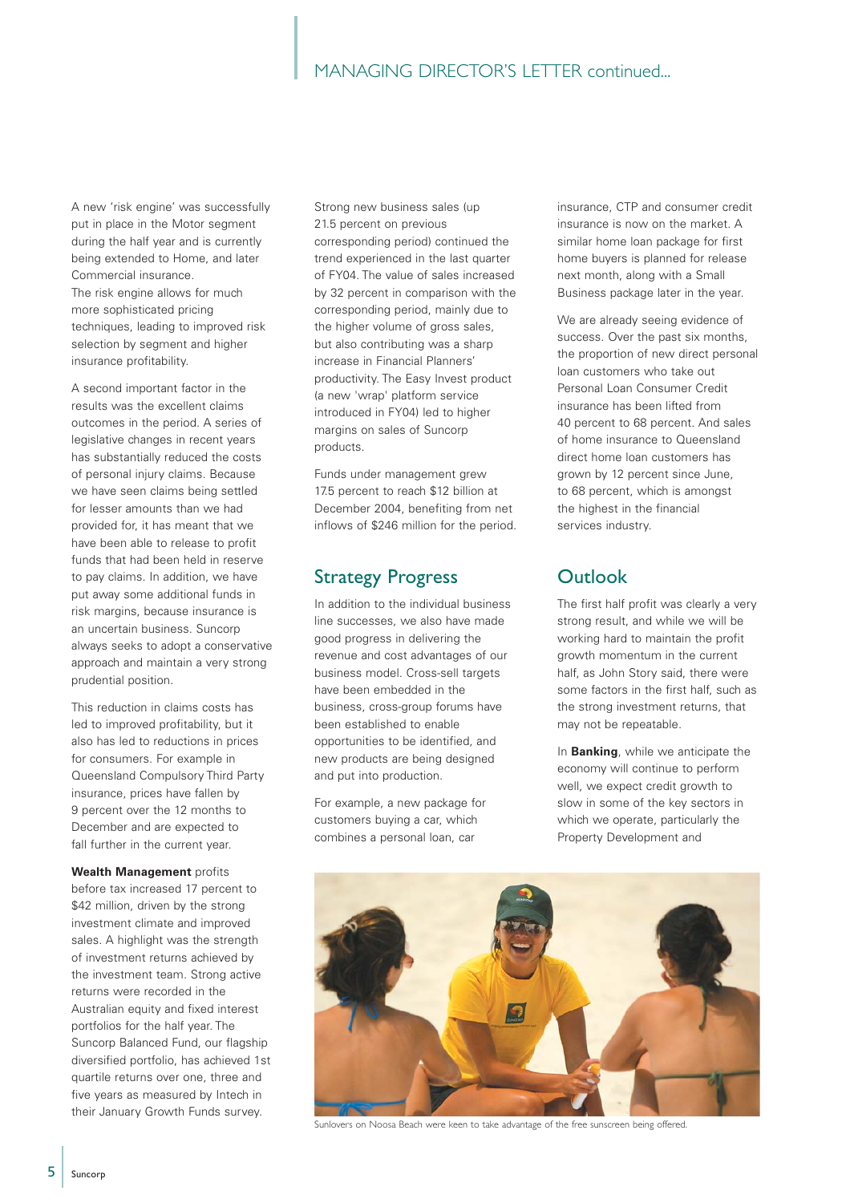A new 'risk engine' was successfully put in place in the Motor segment during the half year and is currently being extended to Home, and later Commercial insurance. The risk engine allows for much more sophisticated pricing techniques, leading to improved risk selection by segment and higher insurance profitability.

A second important factor in the results was the excellent claims outcomes in the period. A series of legislative changes in recent years has substantially reduced the costs of personal injury claims. Because we have seen claims being settled for lesser amounts than we had provided for, it has meant that we have been able to release to profit funds that had been held in reserve to pay claims. In addition, we have put away some additional funds in risk margins, because insurance is an uncertain business. Suncorp always seeks to adopt a conservative approach and maintain a very strong prudential position.

This reduction in claims costs has led to improved profitability, but it also has led to reductions in prices for consumers. For example in Queensland Compulsory Third Party insurance, prices have fallen by 9 percent over the 12 months to December and are expected to fall further in the current year.

**Wealth Management** profits before tax increased 17 percent to $42 million, driven by the strong investment climate and improved sales. A highlight was the strength of investment returns achieved by the investment team. Strong active returns were recorded in the Australian equity and fixed interest portfolios for the half year. The Suncorp Balanced Fund, our flagship diversified portfolio, has achieved 1st quartile returns over one, three and five years as measured by Intech in their January Growth Funds survey.

Strong new business sales (up 21.5 percent on previous corresponding period) continued the trend experienced in the last quarter of FY04. The value of sales increased by 32 percent in comparison with the corresponding period, mainly due to the higher volume of gross sales, but also contributing was a sharp increase in Financial Planners' productivity. The Easy Invest product (a new 'wrap' platform service introduced in FY04) led to higher margins on sales of Suncorp products.

Funds under management grew 17.5 percent to reach $12 billion at December 2004, benefiting from net inflows of $246 million for the period.

## Strategy Progress

In addition to the individual business line successes, we also have made good progress in delivering the revenue and cost advantages of our business model. Cross-sell targets have been embedded in the business, cross-group forums have been established to enable opportunities to be identified, and new products are being designed and put into production.

For example, a new package for customers buying a car, which combines a personal loan, car insurance, CTP and consumer credit insurance is now on the market. A similar home loan package for first home buyers is planned for release next month, along with a Small Business package later in the year.

We are already seeing evidence of success. Over the past six months, the proportion of new direct personal loan customers who take out Personal Loan Consumer Credit insurance has been lifted from 40 percent to 68 percent. And sales of home insurance to Queensland direct home loan customers has grown by 12 percent since June, to 68 percent, which is amongst the highest in the financial services industry.

## Outlook

The first half profit was clearly a very strong result, and while we will be working hard to maintain the profit growth momentum in the current half, as John Story said, there were some factors in the first half, such as the strong investment returns, that may not be repeatable.

In **Banking**, while we anticipate the economy will continue to perform well, we expect credit growth to slow in some of the key sectors in which we operate, particularly the Property Development and

Sunlovers on Noosa Beach were keen to take advantage of the free sunscreen being offered.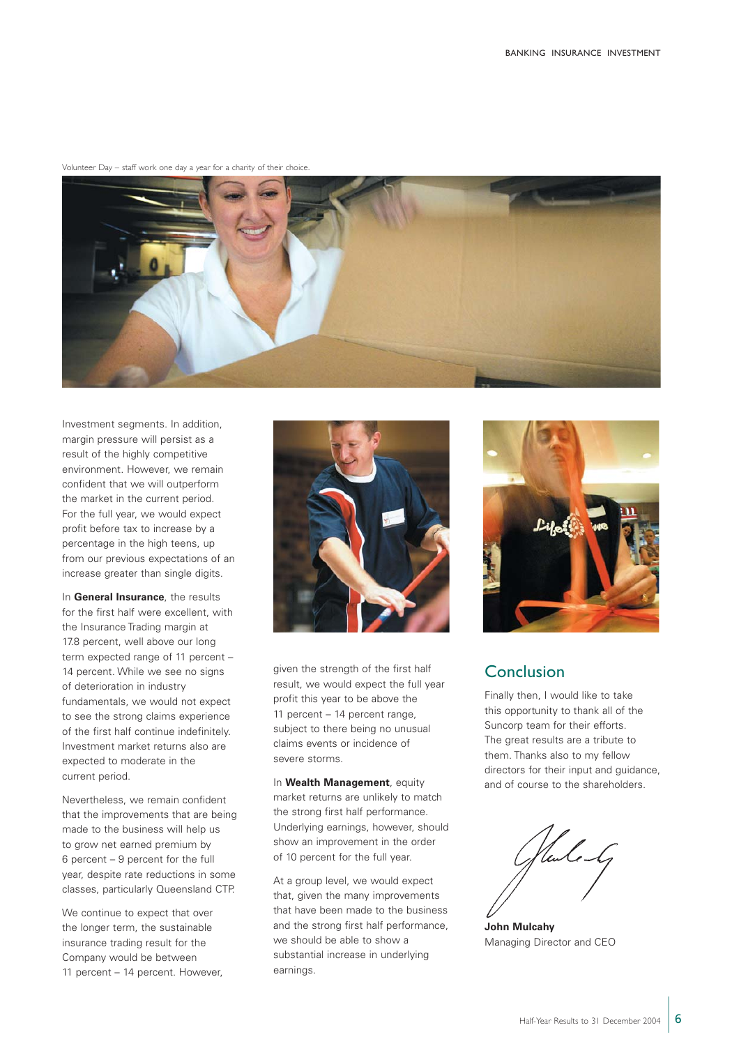Volunteer Day – staff work one day a year for a charity of their choice.

Investment segments. In addition, margin pressure will persist as a result of the highly competitive environment. However, we remain confident that we will outperform the market in the current period. For the full year, we would expect profit before tax to increase by a percentage in the high teens, up from our previous expectations of an increase greater than single digits.

In **General Insurance**, the results for the first half were excellent, with the Insurance Trading margin at 17.8 percent, well above our long term expected range of 11 percent – 14 percent. While we see no signs of deterioration in industry fundamentals, we would not expect to see the strong claims experience of the first half continue indefinitely. Investment market returns also are expected to moderate in the current period.

Nevertheless, we remain confident that the improvements that are being made to the business will help us to grow net earned premium by 6 percent – 9 percent for the full year, despite rate reductions in some classes, particularly Queensland CTP.

We continue to expect that over the longer term, the sustainable insurance trading result for the Company would be between 11 percent – 14 percent. However, given the strength of the first half result, we would expect the full year profit this year to be above the 11 percent – 14 percent range, subject to there being no unusual claims events or incidence of severe storms.

In **Wealth Management**, equity market returns are unlikely to match the strong first half performance. Underlying earnings, however, should show an improvement in the order of 10 percent for the full year.

At a group level, we would expect that, given the many improvements that have been made to the business and the strong first half performance, we should be able to show a substantial increase in underlying earnings.

## Conclusion

Finally then, I would like to take this opportunity to thank all of the Suncorp team for their efforts. The great results are a tribute to them. Thanks also to my fellow directors for their input and guidance, and of course to the shareholders.

**John Mulcahy**
Managing Director and CEO